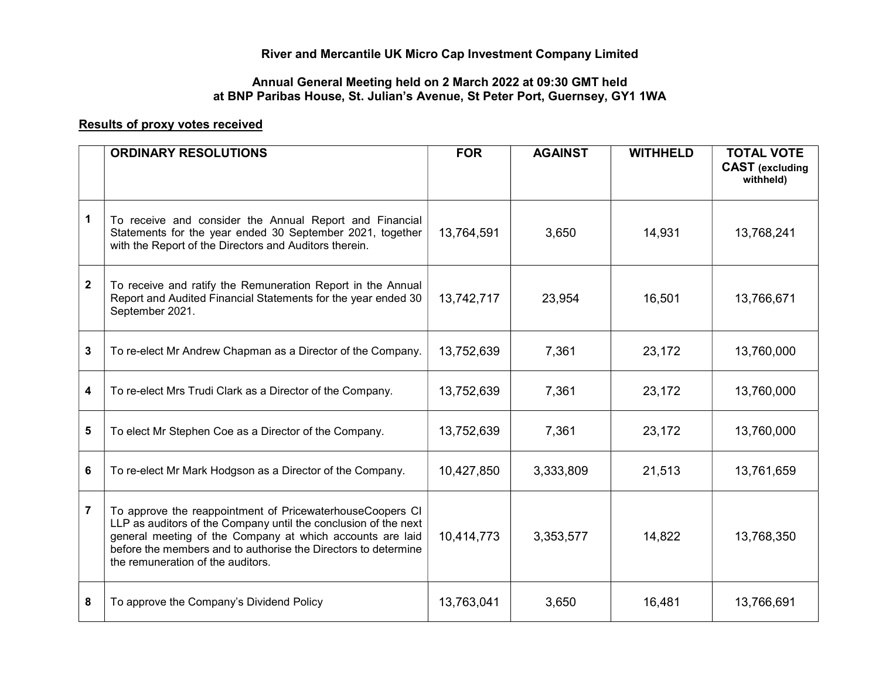**River and Mercantile UK Micro Cap Investment Company Limited**

**Annual General Meeting held on 2 March 2022 at 09:30 GMT held at BNP Paribas House, St. Julian's Avenue, St Peter Port, Guernsey, GY1 1WA**

**Results of proxy votes received**

| | ORDINARY RESOLUTIONS | FOR | AGAINST | WITHHELD | TOTAL VOTE CAST (excluding withheld) |
|---|---|---|---|---|---|
| 1 | To receive and consider the Annual Report and Financial Statements for the year ended 30 September 2021, together with the Report of the Directors and Auditors therein. | 13,764,591 | 3,650 | 14,931 | 13,768,241 |
| 2 | To receive and ratify the Remuneration Report in the Annual Report and Audited Financial Statements for the year ended 30 September 2021. | 13,742,717 | 23,954 | 16,501 | 13,766,671 |
| 3 | To re-elect Mr Andrew Chapman as a Director of the Company. | 13,752,639 | 7,361 | 23,172 | 13,760,000 |
| 4 | To re-elect Mrs Trudi Clark as a Director of the Company. | 13,752,639 | 7,361 | 23,172 | 13,760,000 |
| 5 | To elect Mr Stephen Coe as a Director of the Company. | 13,752,639 | 7,361 | 23,172 | 13,760,000 |
| 6 | To re-elect Mr Mark Hodgson as a Director of the Company. | 10,427,850 | 3,333,809 | 21,513 | 13,761,659 |
| 7 | To approve the reappointment of PricewaterhouseCoopers CI LLP as auditors of the Company until the conclusion of the next general meeting of the Company at which accounts are laid before the members and to authorise the Directors to determine the remuneration of the auditors. | 10,414,773 | 3,353,577 | 14,822 | 13,768,350 |
| 8 | To approve the Company's Dividend Policy | 13,763,041 | 3,650 | 16,481 | 13,766,691 |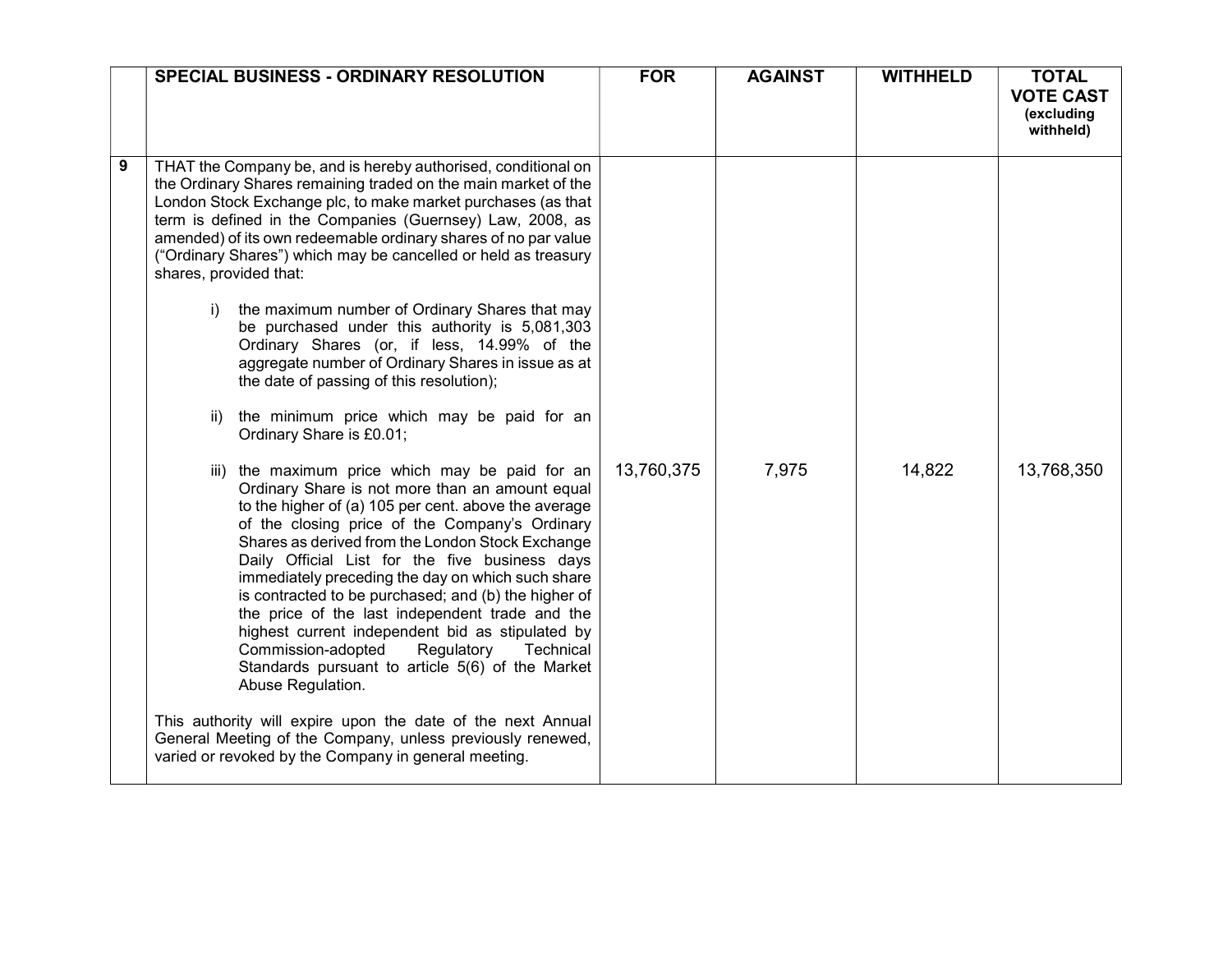| | SPECIAL BUSINESS - ORDINARY RESOLUTION | FOR | AGAINST | WITHHELD | TOTAL VOTE CAST (excluding withheld) |
|---|---|---|---|---|---|
| 9 | THAT the Company be, and is hereby authorised, conditional on the Ordinary Shares remaining traded on the main market of the London Stock Exchange plc, to make market purchases (as that term is defined in the Companies (Guernsey) Law, 2008, as amended) of its own redeemable ordinary shares of no par value ("Ordinary Shares") which may be cancelled or held as treasury shares, provided that:<br><br>i) the maximum number of Ordinary Shares that may be purchased under this authority is 5,081,303 Ordinary Shares (or, if less, 14.99% of the aggregate number of Ordinary Shares in issue as at the date of passing of this resolution);<br><br>ii) the minimum price which may be paid for an Ordinary Share is £0.01;<br><br>iii) the maximum price which may be paid for an Ordinary Share is not more than an amount equal to the higher of (a) 105 per cent. above the average of the closing price of the Company's Ordinary Shares as derived from the London Stock Exchange Daily Official List for the five business days immediately preceding the day on which such share is contracted to be purchased; and (b) the higher of the price of the last independent trade and the highest current independent bid as stipulated by Commission-adopted Regulatory Technical Standards pursuant to article 5(6) of the Market Abuse Regulation.<br><br>This authority will expire upon the date of the next Annual General Meeting of the Company, unless previously renewed, varied or revoked by the Company in general meeting. | 13,760,375 | 7,975 | 14,822 | 13,768,350 |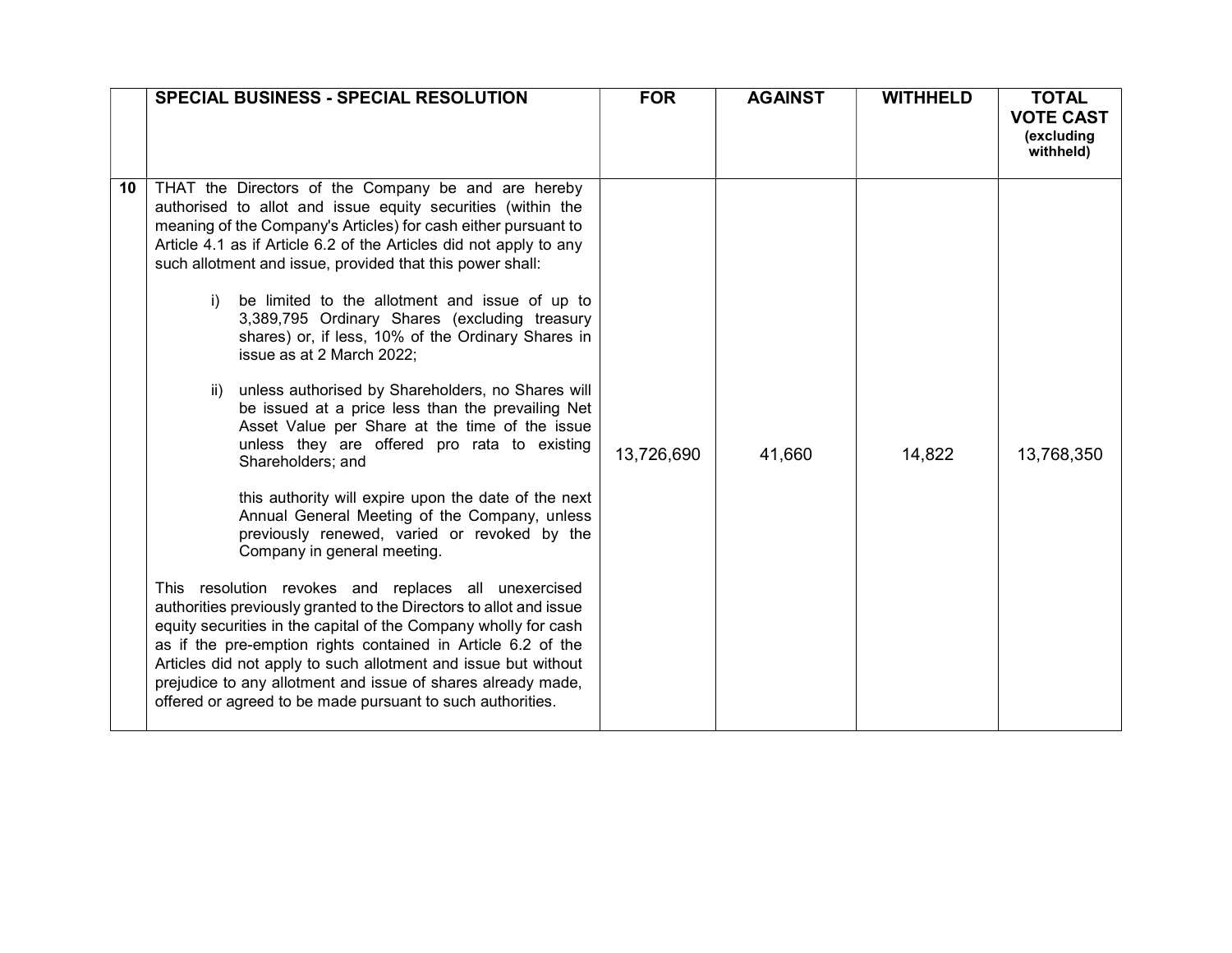| | SPECIAL BUSINESS - SPECIAL RESOLUTION | FOR | AGAINST | WITHHELD | TOTAL VOTE CAST (excluding withheld) |
|---|---|---|---|---|---|
| 10 | THAT the Directors of the Company be and are hereby authorised to allot and issue equity securities (within the meaning of the Company's Articles) for cash either pursuant to Article 4.1 as if Article 6.2 of the Articles did not apply to any such allotment and issue, provided that this power shall:<br><br>i) be limited to the allotment and issue of up to 3,389,795 Ordinary Shares (excluding treasury shares) or, if less, 10% of the Ordinary Shares in issue as at 2 March 2022;<br><br>ii) unless authorised by Shareholders, no Shares will be issued at a price less than the prevailing Net Asset Value per Share at the time of the issue unless they are offered pro rata to existing Shareholders; and<br><br>this authority will expire upon the date of the next Annual General Meeting of the Company, unless previously renewed, varied or revoked by the Company in general meeting.<br><br>This resolution revokes and replaces all unexercised authorities previously granted to the Directors to allot and issue equity securities in the capital of the Company wholly for cash as if the pre-emption rights contained in Article 6.2 of the Articles did not apply to such allotment and issue but without prejudice to any allotment and issue of shares already made, offered or agreed to be made pursuant to such authorities. | 13,726,690 | 41,660 | 14,822 | 13,768,350 |